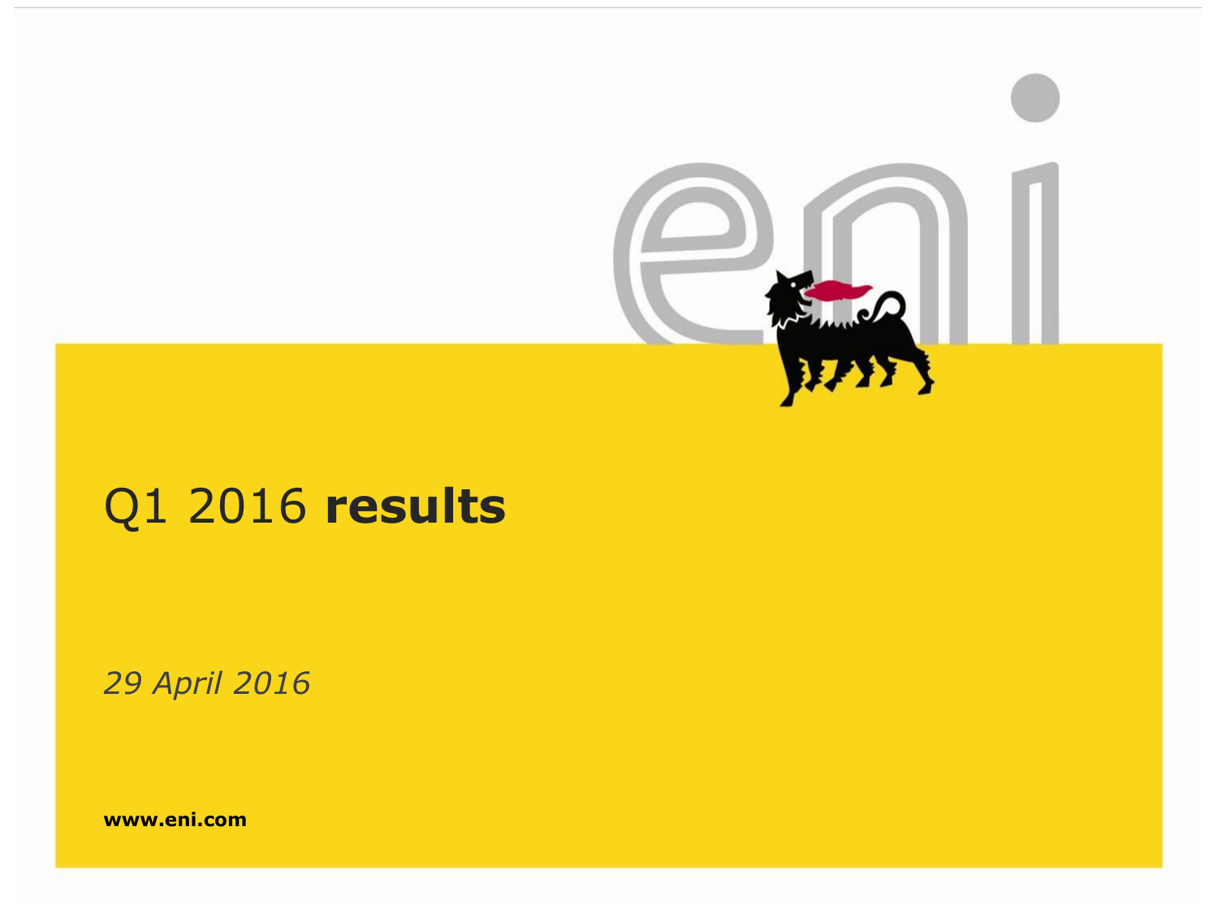# Q1 2016 **results**

*29 April 2016*

**www.eni.com**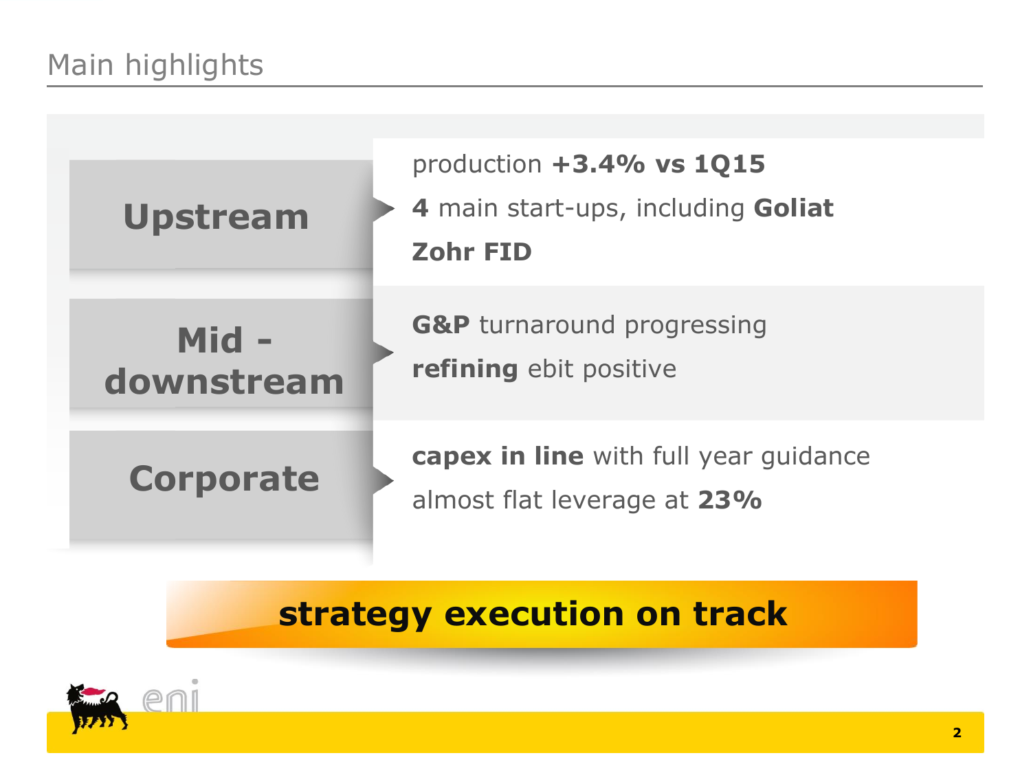# Main highlights

## Upstream

- production **+3.4% vs 1Q15**
- **4** main start-ups, including **Goliat**
- **Zohr FID**

## Mid - downstream

- **G&P** turnaround progressing
- **refining** ebit positive

## Corporate

- **capex in line** with full year guidance
- almost flat leverage at **23%**

**strategy execution on track**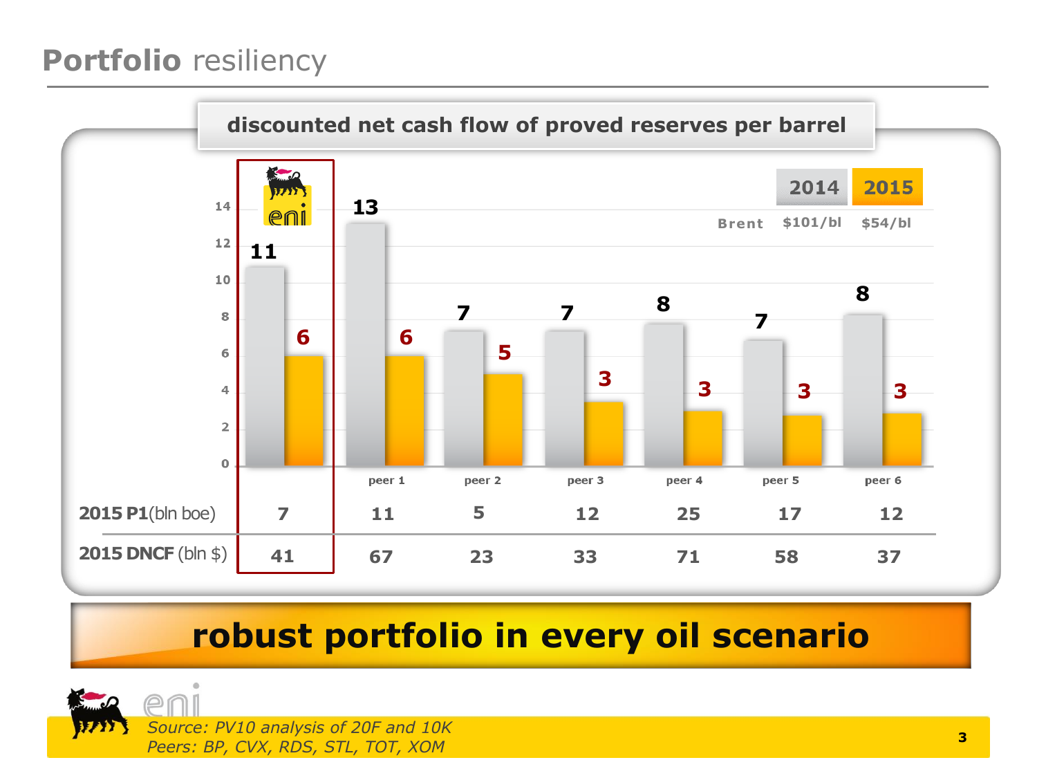# **Portfolio** resiliency

**discounted net cash flow of proved reserves per barrel**

| | eni | peer 1 | peer 2 | peer 3 | peer 4 | peer 5 | peer 6 |
|---|---|---|---|---|---|---|---|
| 2014 (Brent $101/bl) | 11 | 13 | 7 | 7 | 8 | 7 | 8 |
| 2015 (Brent $54/bl) | 6 | 6 | 5 | 3 | 3 | 3 | 3 |
| **2015 P1** (bln boe) | 7 | 11 | 5 | 12 | 25 | 17 | 12 |
| **2015 DNCF** (bln $) | 41 | 67 | 23 | 33 | 71 | 58 | 37 |

**robust portfolio in every oil scenario**

*Source: PV10 analysis of 20F and 10K*
*Peers: BP, CVX, RDS, STL, TOT, XOM*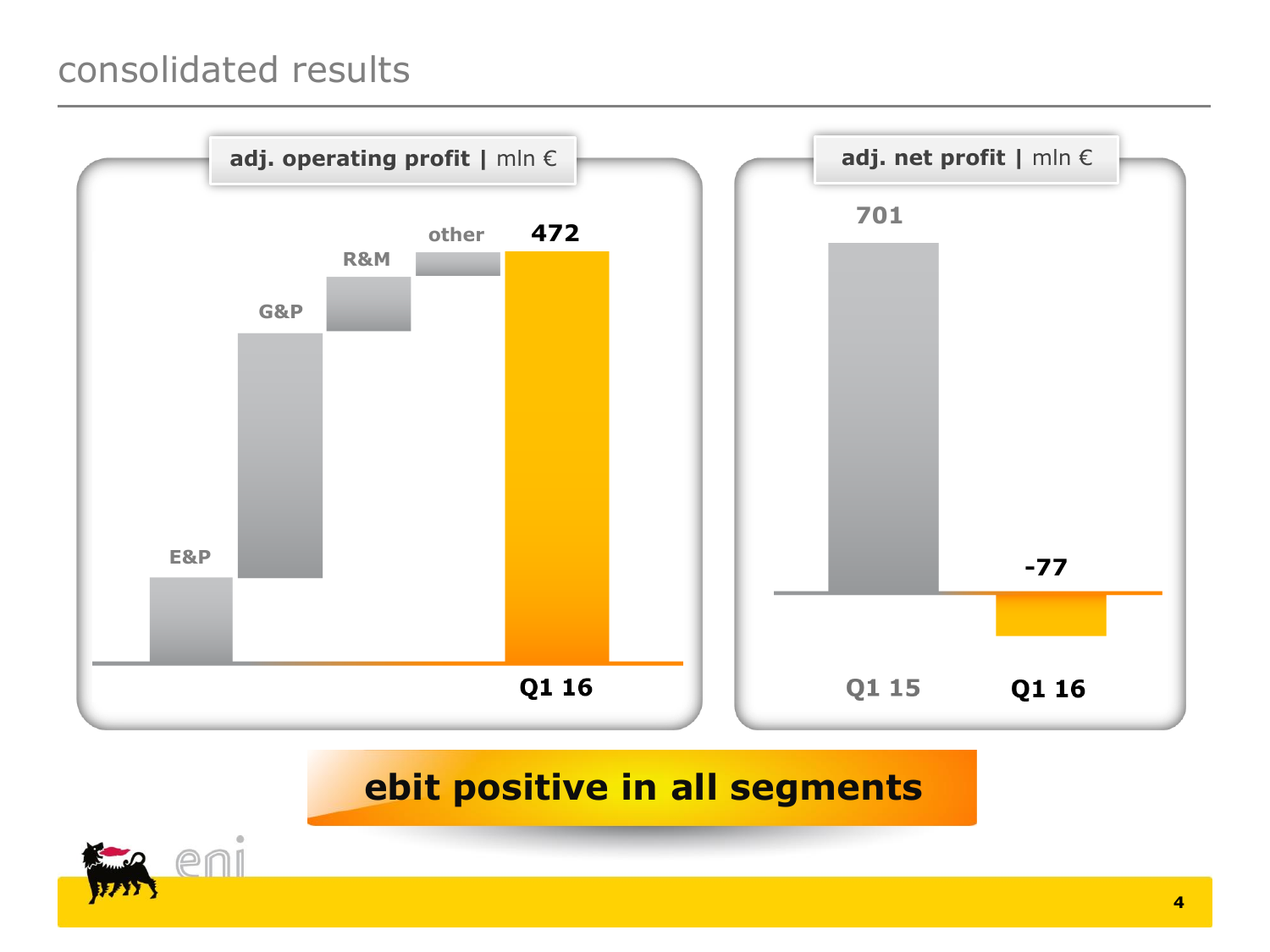# consolidated results

**adj. operating profit | mln €**

E&P

G&P

R&M

other

472

Q1 16

**adj. net profit | mln €**

701

-77

Q1 15

Q1 16

**ebit positive in all segments**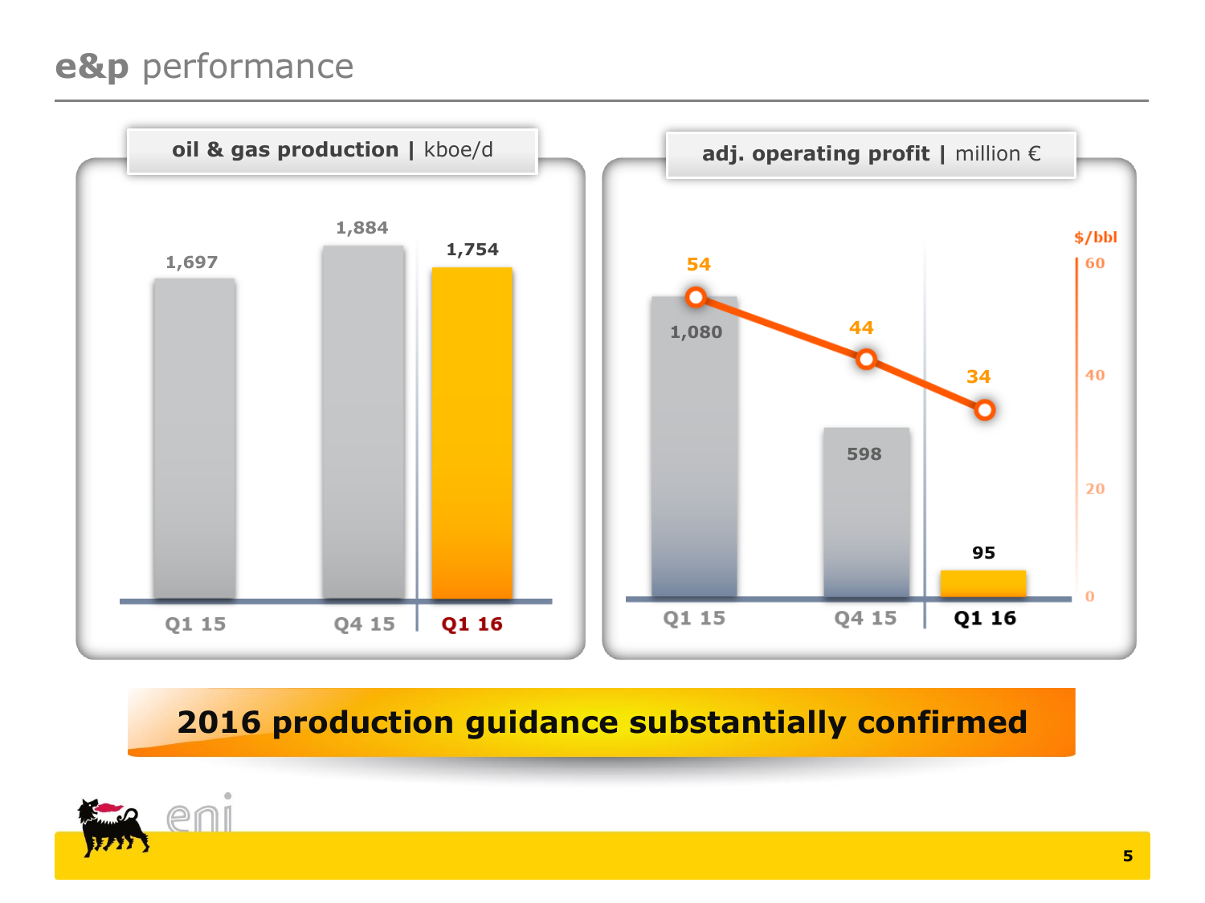# e&p performance

**oil & gas production | kboe/d**

| | Q1 15 | Q4 15 | Q1 16 |
|---|---|---|---|
| oil & gas production (kboe/d) | 1,697 | 1,884 | 1,754 |

**adj. operating profit | million €**

| | Q1 15 | Q4 15 | Q1 16 |
|---|---|---|---|
| adj. operating profit (million €) | 1,080 | 598 | 95 |
| $/bbl | 54 | 44 | 34 |

**2016 production guidance substantially confirmed**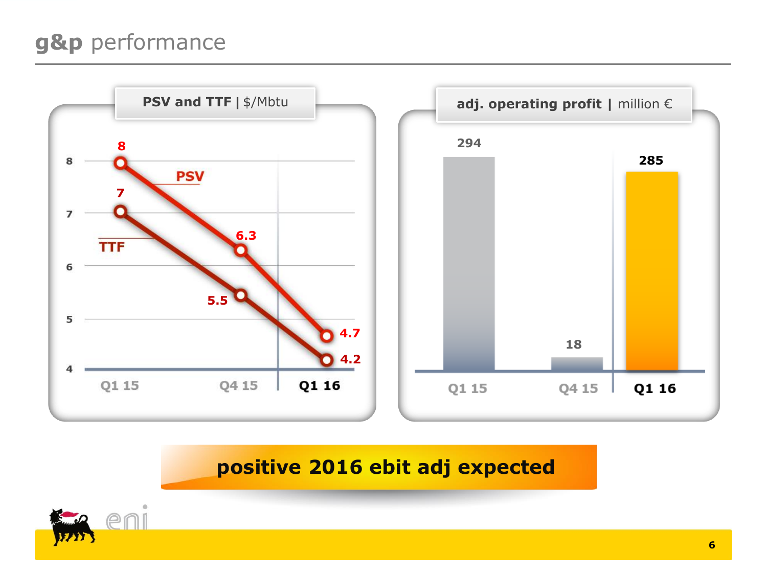# g&p performance

**PSV and TTF | $/Mbtu**

| | Q1 15 | Q4 15 | Q1 16 |
|---|---|---|---|
| PSV | 8 | 6.3 | 4.7 |
| TTF | 7 | 5.5 | 4.2 |

**adj. operating profit | million €**

| Q1 15 | Q4 15 | Q1 16 |
|---|---|---|
| 294 | 18 | 285 |

**positive 2016 ebit adj expected**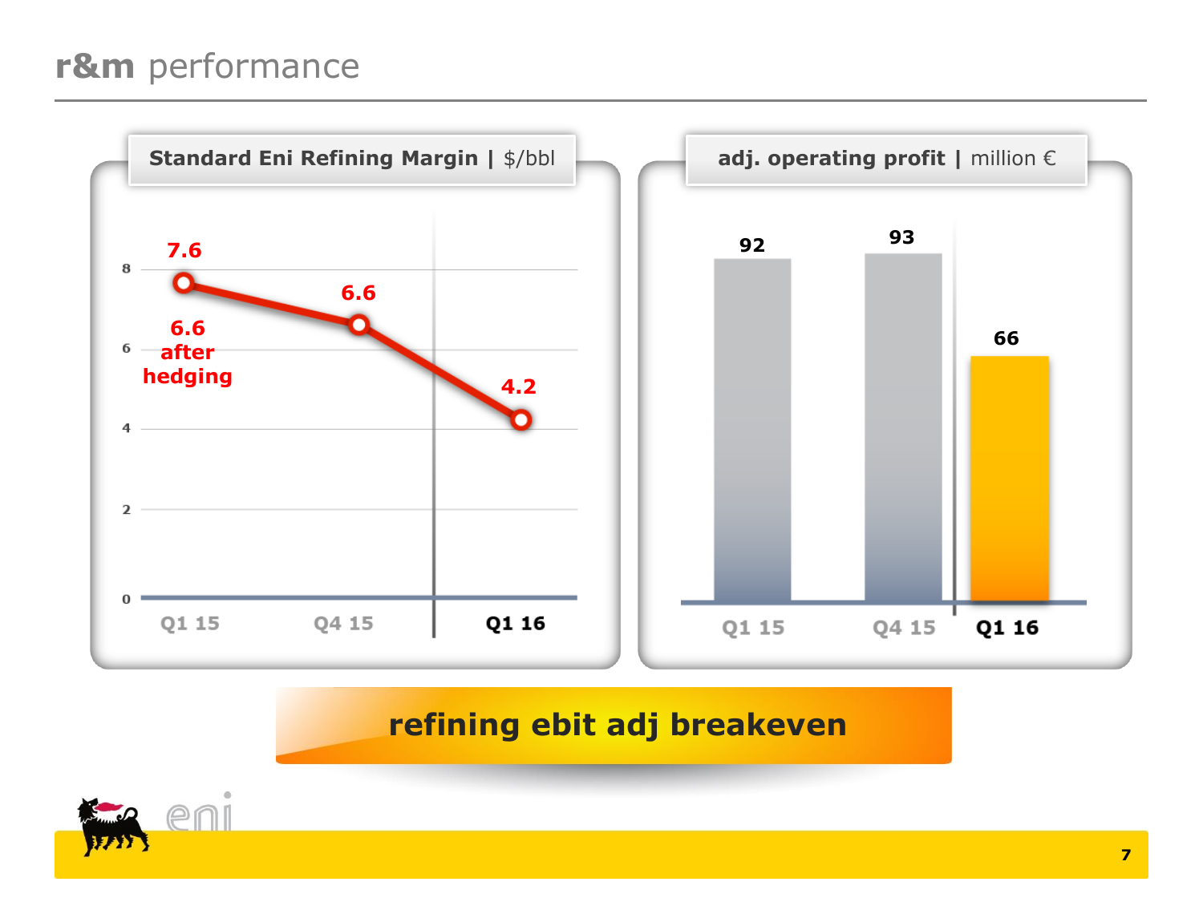# r&m performance

**Standard Eni Refining Margin | $/bbl**

| | Q1 15 | Q4 15 | Q1 16 |
|---|---|---|---|
| Standard Eni Refining Margin ($/bbl) | 7.6 (6.6 after hedging) | 6.6 | 4.2 |

**adj. operating profit | million €**

| | Q1 15 | Q4 15 | Q1 16 |
|---|---|---|---|
| adj. operating profit (million €) | 92 | 93 | 66 |

**refining ebit adj breakeven**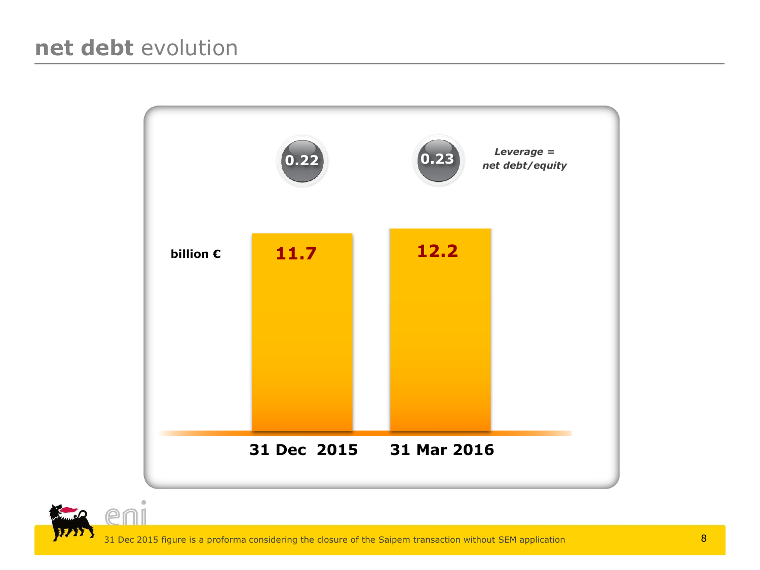# **net debt** evolution

0.22

0.23

*Leverage = net debt/equity*

billion €

11.7

12.2

31 Dec 2015

31 Mar 2016

31 Dec 2015 figure is a proforma considering the closure of the Saipem transaction without SEM application